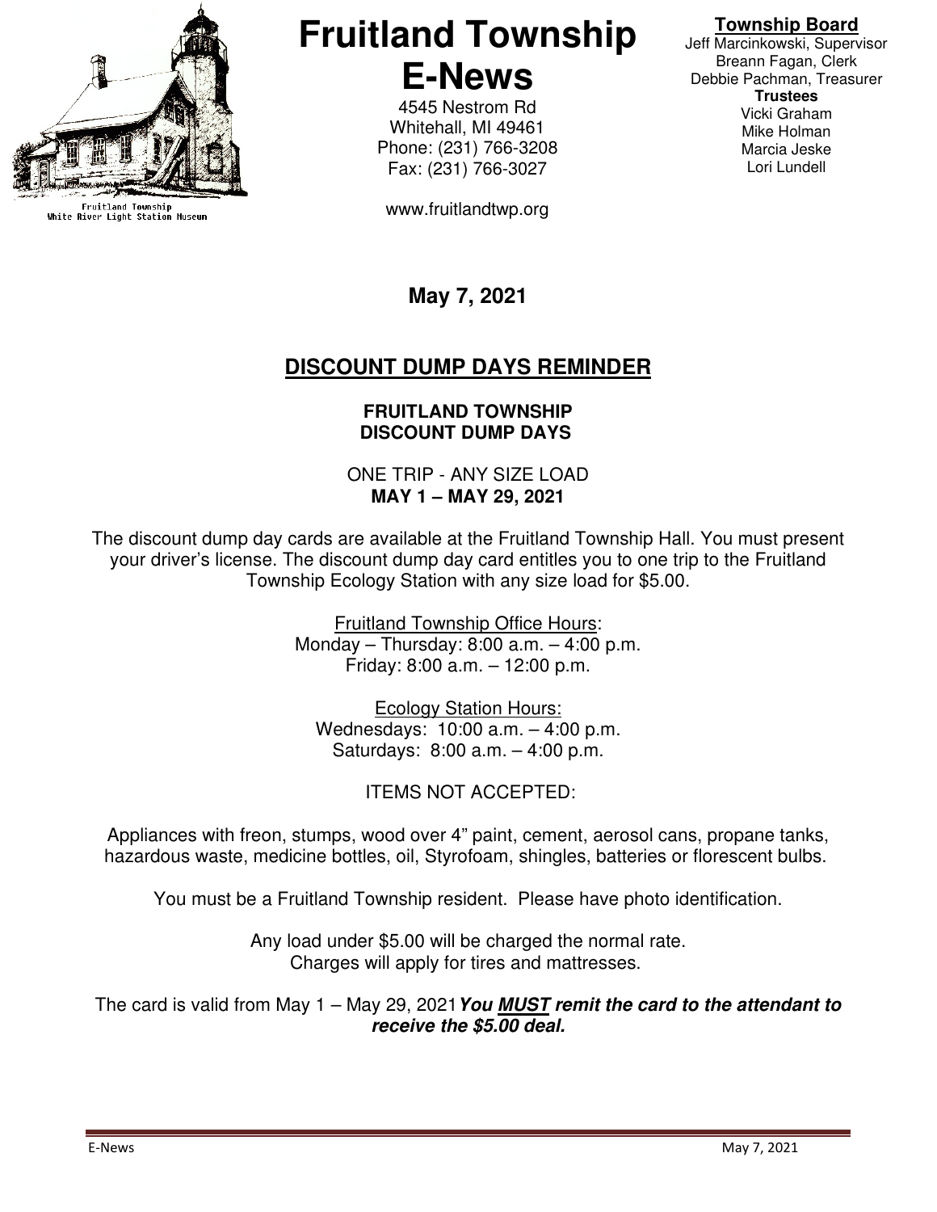Fruitland Township
White River Light Station Museum

# Fruitland Township E-News

4545 Nestrom Rd
Whitehall, MI 49461
Phone: (231) 766-3208
Fax: (231) 766-3027

www.fruitlandtwp.org

**Township Board**
Jeff Marcinkowski, Supervisor
Breann Fagan, Clerk
Debbie Pachman, Treasurer
**Trustees**
Vicki Graham
Mike Holman
Marcia Jeske
Lori Lundell

**May 7, 2021**

## DISCOUNT DUMP DAYS REMINDER

**FRUITLAND TOWNSHIP**
**DISCOUNT DUMP DAYS**

ONE TRIP - ANY SIZE LOAD
**MAY 1 – MAY 29, 2021**

The discount dump day cards are available at the Fruitland Township Hall. You must present your driver's license. The discount dump day card entitles you to one trip to the Fruitland Township Ecology Station with any size load for $5.00.

Fruitland Township Office Hours:
Monday – Thursday: 8:00 a.m. – 4:00 p.m.
Friday: 8:00 a.m. – 12:00 p.m.

Ecology Station Hours:
Wednesdays: 10:00 a.m. – 4:00 p.m.
Saturdays: 8:00 a.m. – 4:00 p.m.

ITEMS NOT ACCEPTED:

Appliances with freon, stumps, wood over 4" paint, cement, aerosol cans, propane tanks, hazardous waste, medicine bottles, oil, Styrofoam, shingles, batteries or florescent bulbs.

You must be a Fruitland Township resident. Please have photo identification.

Any load under $5.00 will be charged the normal rate.
Charges will apply for tires and mattresses.

The card is valid from May 1 – May 29, 2021 ***You MUST remit the card to the attendant to receive the $5.00 deal.***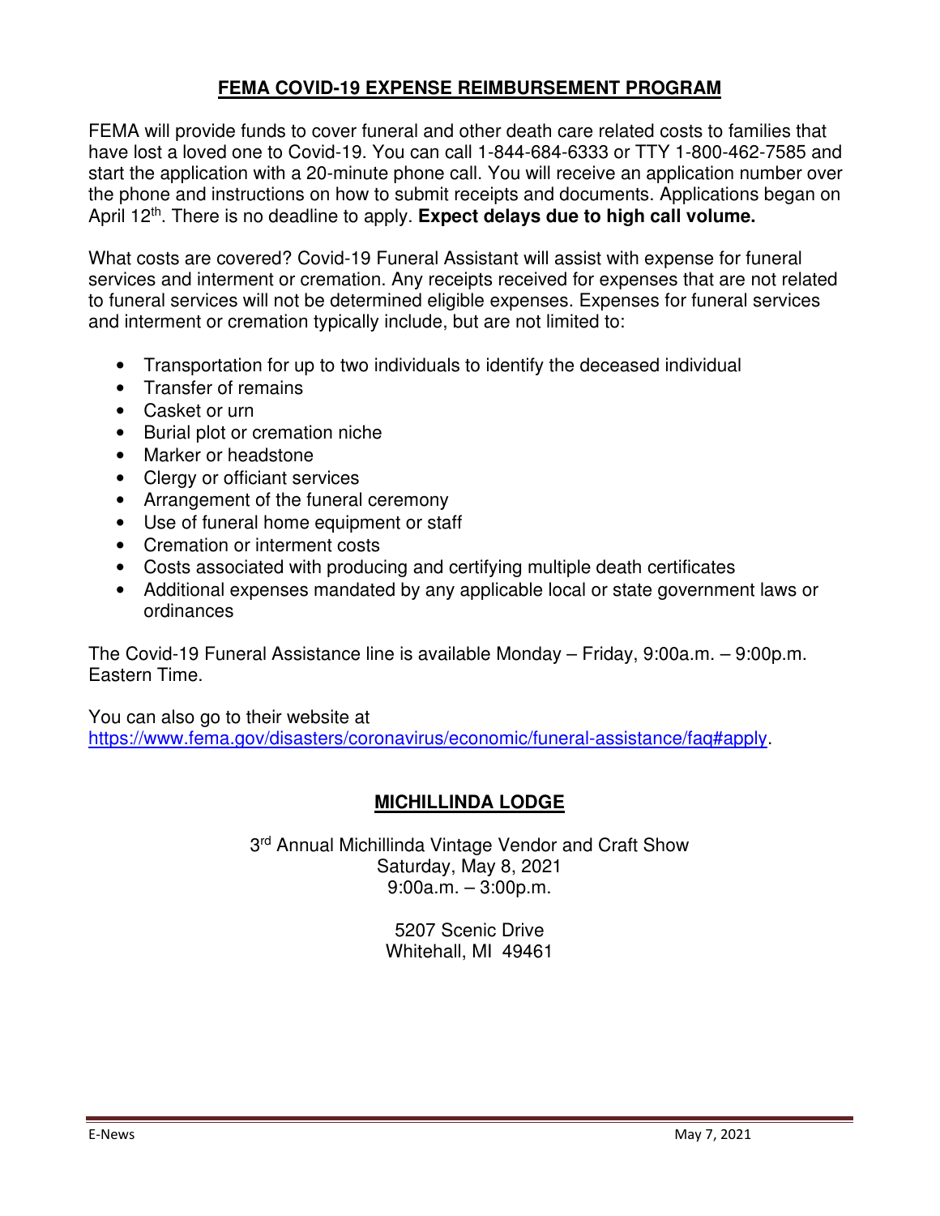## FEMA COVID-19 EXPENSE REIMBURSEMENT PROGRAM

FEMA will provide funds to cover funeral and other death care related costs to families that have lost a loved one to Covid-19. You can call 1-844-684-6333 or TTY 1-800-462-7585 and start the application with a 20-minute phone call. You will receive an application number over the phone and instructions on how to submit receipts and documents. Applications began on April 12th. There is no deadline to apply. **Expect delays due to high call volume.**

What costs are covered? Covid-19 Funeral Assistant will assist with expense for funeral services and interment or cremation. Any receipts received for expenses that are not related to funeral services will not be determined eligible expenses. Expenses for funeral services and interment or cremation typically include, but are not limited to:

- Transportation for up to two individuals to identify the deceased individual
- Transfer of remains
- Casket or urn
- Burial plot or cremation niche
- Marker or headstone
- Clergy or officiant services
- Arrangement of the funeral ceremony
- Use of funeral home equipment or staff
- Cremation or interment costs
- Costs associated with producing and certifying multiple death certificates
- Additional expenses mandated by any applicable local or state government laws or ordinances

The Covid-19 Funeral Assistance line is available Monday – Friday, 9:00a.m. – 9:00p.m. Eastern Time.

You can also go to their website at https://www.fema.gov/disasters/coronavirus/economic/funeral-assistance/faq#apply.

## MICHILLINDA LODGE

3rd Annual Michillinda Vintage Vendor and Craft Show
Saturday, May 8, 2021
9:00a.m. – 3:00p.m.

5207 Scenic Drive
Whitehall, MI 49461